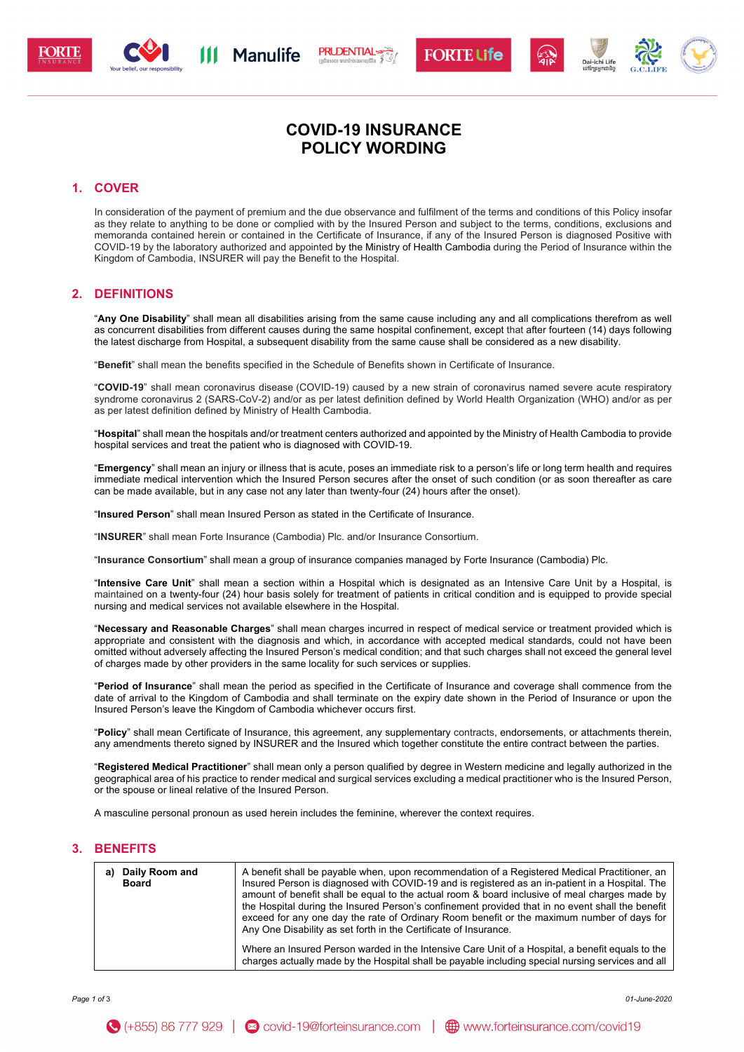# COVID-19 INSURANCE POLICY WORDING

## 1. COVER

In consideration of the payment of premium and the due observance and fulfilment of the terms and conditions of this Policy insofar as they relate to anything to be done or complied with by the Insured Person and subject to the terms, conditions, exclusions and memoranda contained herein or contained in the Certificate of Insurance, if any of the Insured Person is diagnosed Positive with COVID-19 by the laboratory authorized and appointed by the Ministry of Health Cambodia during the Period of Insurance within the Kingdom of Cambodia, INSURER will pay the Benefit to the Hospital.

## 2. DEFINITIONS

"**Any One Disability**" shall mean all disabilities arising from the same cause including any and all complications therefrom as well as concurrent disabilities from different causes during the same hospital confinement, except that after fourteen (14) days following the latest discharge from Hospital, a subsequent disability from the same cause shall be considered as a new disability.

"**Benefit**" shall mean the benefits specified in the Schedule of Benefits shown in Certificate of Insurance.

"**COVID-19**" shall mean coronavirus disease (COVID-19) caused by a new strain of coronavirus named severe acute respiratory syndrome coronavirus 2 (SARS-CoV-2) and/or as per latest definition defined by World Health Organization (WHO) and/or as per as per latest definition defined by Ministry of Health Cambodia.

"**Hospital**" shall mean the hospitals and/or treatment centers authorized and appointed by the Ministry of Health Cambodia to provide hospital services and treat the patient who is diagnosed with COVID-19.

"**Emergency**" shall mean an injury or illness that is acute, poses an immediate risk to a person's life or long term health and requires immediate medical intervention which the Insured Person secures after the onset of such condition (or as soon thereafter as care can be made available, but in any case not any later than twenty-four (24) hours after the onset).

"**Insured Person**" shall mean Insured Person as stated in the Certificate of Insurance.

"**INSURER**" shall mean Forte Insurance (Cambodia) Plc. and/or Insurance Consortium.

"**Insurance Consortium**" shall mean a group of insurance companies managed by Forte Insurance (Cambodia) Plc.

"**Intensive Care Unit**" shall mean a section within a Hospital which is designated as an Intensive Care Unit by a Hospital, is maintained on a twenty-four (24) hour basis solely for treatment of patients in critical condition and is equipped to provide special nursing and medical services not available elsewhere in the Hospital.

"**Necessary and Reasonable Charges**" shall mean charges incurred in respect of medical service or treatment provided which is appropriate and consistent with the diagnosis and which, in accordance with accepted medical standards, could not have been omitted without adversely affecting the Insured Person's medical condition; and that such charges shall not exceed the general level of charges made by other providers in the same locality for such services or supplies.

"**Period of Insurance**" shall mean the period as specified in the Certificate of Insurance and coverage shall commence from the date of arrival to the Kingdom of Cambodia and shall terminate on the expiry date shown in the Period of Insurance or upon the Insured Person's leave the Kingdom of Cambodia whichever occurs first.

"**Policy**" shall mean Certificate of Insurance, this agreement, any supplementary contracts, endorsements, or attachments therein, any amendments thereto signed by INSURER and the Insured which together constitute the entire contract between the parties.

"**Registered Medical Practitioner**" shall mean only a person qualified by degree in Western medicine and legally authorized in the geographical area of his practice to render medical and surgical services excluding a medical practitioner who is the Insured Person, or the spouse or lineal relative of the Insured Person.

A masculine personal pronoun as used herein includes the feminine, wherever the context requires.

## 3. BENEFITS

| | |
|---|---|
| **a) Daily Room and Board** | A benefit shall be payable when, upon recommendation of a Registered Medical Practitioner, an Insured Person is diagnosed with COVID-19 and is registered as an in-patient in a Hospital. The amount of benefit shall be equal to the actual room & board inclusive of meal charges made by the Hospital during the Insured Person's confinement provided that in no event shall the benefit exceed for any one day the rate of Ordinary Room benefit or the maximum number of days for Any One Disability as set forth in the Certificate of Insurance.<br><br>Where an Insured Person warded in the Intensive Care Unit of a Hospital, a benefit equals to the charges actually made by the Hospital shall be payable including special nursing services and all |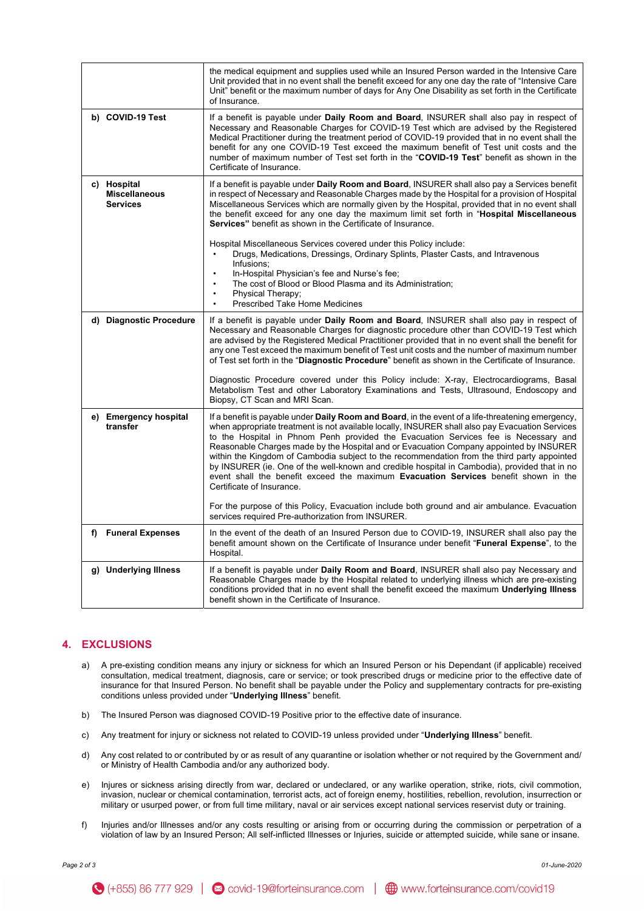| | |
|---|---|
| | the medical equipment and supplies used while an Insured Person warded in the Intensive Care Unit provided that in no event shall the benefit exceed for any one day the rate of "Intensive Care Unit" benefit or the maximum number of days for Any One Disability as set forth in the Certificate of Insurance. |
| **b) COVID-19 Test** | If a benefit is payable under **Daily Room and Board**, INSURER shall also pay in respect of Necessary and Reasonable Charges for COVID-19 Test which are advised by the Registered Medical Practitioner during the treatment period of COVID-19 provided that in no event shall the benefit for any one COVID-19 Test exceed the maximum benefit of Test unit costs and the number of maximum number of Test set forth in the "**COVID-19 Test**" benefit as shown in the Certificate of Insurance. |
| **c) Hospital Miscellaneous Services** | If a benefit is payable under **Daily Room and Board**, INSURER shall also pay a Services benefit in respect of Necessary and Reasonable Charges made by the Hospital for a provision of Hospital Miscellaneous Services which are normally given by the Hospital, provided that in no event shall the benefit exceed for any one day the maximum limit set forth in "**Hospital Miscellaneous Services"** benefit as shown in the Certificate of Insurance.<br><br>Hospital Miscellaneous Services covered under this Policy include:<br>• Drugs, Medications, Dressings, Ordinary Splints, Plaster Casts, and Intravenous Infusions;<br>• In-Hospital Physician's fee and Nurse's fee;<br>• The cost of Blood or Blood Plasma and its Administration;<br>• Physical Therapy;<br>• Prescribed Take Home Medicines |
| **d) Diagnostic Procedure** | If a benefit is payable under **Daily Room and Board**, INSURER shall also pay in respect of Necessary and Reasonable Charges for diagnostic procedure other than COVID-19 Test which are advised by the Registered Medical Practitioner provided that in no event shall the benefit for any one Test exceed the maximum benefit of Test unit costs and the number of maximum number of Test set forth in the "**Diagnostic Procedure**" benefit as shown in the Certificate of Insurance.<br><br>Diagnostic Procedure covered under this Policy include: X-ray, Electrocardiograms, Basal Metabolism Test and other Laboratory Examinations and Tests, Ultrasound, Endoscopy and Biopsy, CT Scan and MRI Scan. |
| **e) Emergency hospital transfer** | If a benefit is payable under **Daily Room and Board**, in the event of a life-threatening emergency, when appropriate treatment is not available locally, INSURER shall also pay Evacuation Services to the Hospital in Phnom Penh provided the Evacuation Services fee is Necessary and Reasonable Charges made by the Hospital and or Evacuation Company appointed by INSURER within the Kingdom of Cambodia subject to the recommendation from the third party appointed by INSURER (ie. One of the well-known and credible hospital in Cambodia), provided that in no event shall the benefit exceed the maximum **Evacuation Services** benefit shown in the Certificate of Insurance.<br><br>For the purpose of this Policy, Evacuation include both ground and air ambulance. Evacuation services required Pre-authorization from INSURER. |
| **f) Funeral Expenses** | In the event of the death of an Insured Person due to COVID-19, INSURER shall also pay the benefit amount shown on the Certificate of Insurance under benefit "**Funeral Expense**", to the Hospital. |
| **g) Underlying Illness** | If a benefit is payable under **Daily Room and Board**, INSURER shall also pay Necessary and Reasonable Charges made by the Hospital related to underlying illness which are pre-existing conditions provided that in no event shall the benefit exceed the maximum **Underlying Illness** benefit shown in the Certificate of Insurance. |

## 4. EXCLUSIONS

a) A pre-existing condition means any injury or sickness for which an Insured Person or his Dependant (if applicable) received consultation, medical treatment, diagnosis, care or service; or took prescribed drugs or medicine prior to the effective date of insurance for that Insured Person. No benefit shall be payable under the Policy and supplementary contracts for pre-existing conditions unless provided under "**Underlying Illness**" benefit.

b) The Insured Person was diagnosed COVID-19 Positive prior to the effective date of insurance.

c) Any treatment for injury or sickness not related to COVID-19 unless provided under "**Underlying Illness**" benefit.

d) Any cost related to or contributed by or as result of any quarantine or isolation whether or not required by the Government and/ or Ministry of Health Cambodia and/or any authorized body.

e) Injures or sickness arising directly from war, declared or undeclared, or any warlike operation, strike, riots, civil commotion, invasion, nuclear or chemical contamination, terrorist acts, act of foreign enemy, hostilities, rebellion, revolution, insurrection or military or usurped power, or from full time military, naval or air services except national services reservist duty or training.

f) Injuries and/or Illnesses and/or any costs resulting or arising from or occurring during the commission or perpetration of a violation of law by an Insured Person; All self-inflicted Illnesses or Injuries, suicide or attempted suicide, while sane or insane.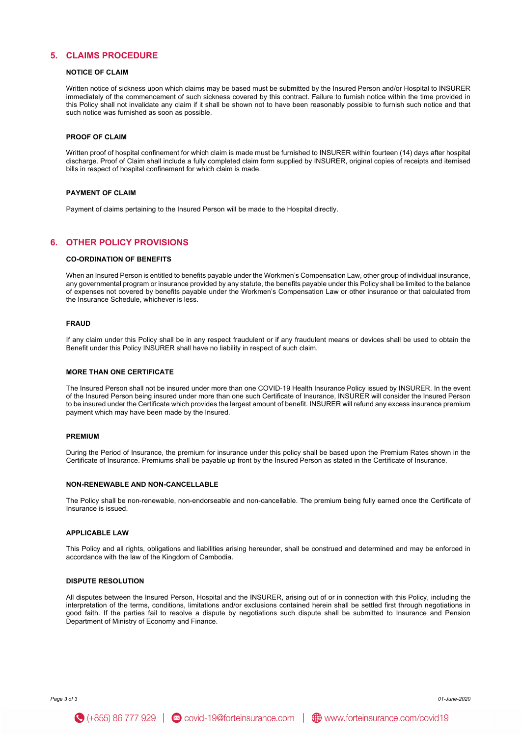## 5. CLAIMS PROCEDURE

### NOTICE OF CLAIM

Written notice of sickness upon which claims may be based must be submitted by the Insured Person and/or Hospital to INSURER immediately of the commencement of such sickness covered by this contract. Failure to furnish notice within the time provided in this Policy shall not invalidate any claim if it shall be shown not to have been reasonably possible to furnish such notice and that such notice was furnished as soon as possible.

### PROOF OF CLAIM

Written proof of hospital confinement for which claim is made must be furnished to INSURER within fourteen (14) days after hospital discharge. Proof of Claim shall include a fully completed claim form supplied by INSURER, original copies of receipts and itemised bills in respect of hospital confinement for which claim is made.

### PAYMENT OF CLAIM

Payment of claims pertaining to the Insured Person will be made to the Hospital directly.

## 6. OTHER POLICY PROVISIONS

### CO-ORDINATION OF BENEFITS

When an Insured Person is entitled to benefits payable under the Workmen's Compensation Law, other group of individual insurance, any governmental program or insurance provided by any statute, the benefits payable under this Policy shall be limited to the balance of expenses not covered by benefits payable under the Workmen's Compensation Law or other insurance or that calculated from the Insurance Schedule, whichever is less.

### FRAUD

If any claim under this Policy shall be in any respect fraudulent or if any fraudulent means or devices shall be used to obtain the Benefit under this Policy INSURER shall have no liability in respect of such claim.

### MORE THAN ONE CERTIFICATE

The Insured Person shall not be insured under more than one COVID-19 Health Insurance Policy issued by INSURER. In the event of the Insured Person being insured under more than one such Certificate of Insurance, INSURER will consider the Insured Person to be insured under the Certificate which provides the largest amount of benefit. INSURER will refund any excess insurance premium payment which may have been made by the Insured.

### PREMIUM

During the Period of Insurance, the premium for insurance under this policy shall be based upon the Premium Rates shown in the Certificate of Insurance. Premiums shall be payable up front by the Insured Person as stated in the Certificate of Insurance.

### NON-RENEWABLE AND NON-CANCELLABLE

The Policy shall be non-renewable, non-endorseable and non-cancellable. The premium being fully earned once the Certificate of Insurance is issued.

### APPLICABLE LAW

This Policy and all rights, obligations and liabilities arising hereunder, shall be construed and determined and may be enforced in accordance with the law of the Kingdom of Cambodia.

### DISPUTE RESOLUTION

All disputes between the Insured Person, Hospital and the INSURER, arising out of or in connection with this Policy, including the interpretation of the terms, conditions, limitations and/or exclusions contained herein shall be settled first through negotiations in good faith. If the parties fail to resolve a dispute by negotiations such dispute shall be submitted to Insurance and Pension Department of Ministry of Economy and Finance.

01-June-2020

(+855) 86 777 929 | covid-19@forteinsurance.com | www.forteinsurance.com/covid19